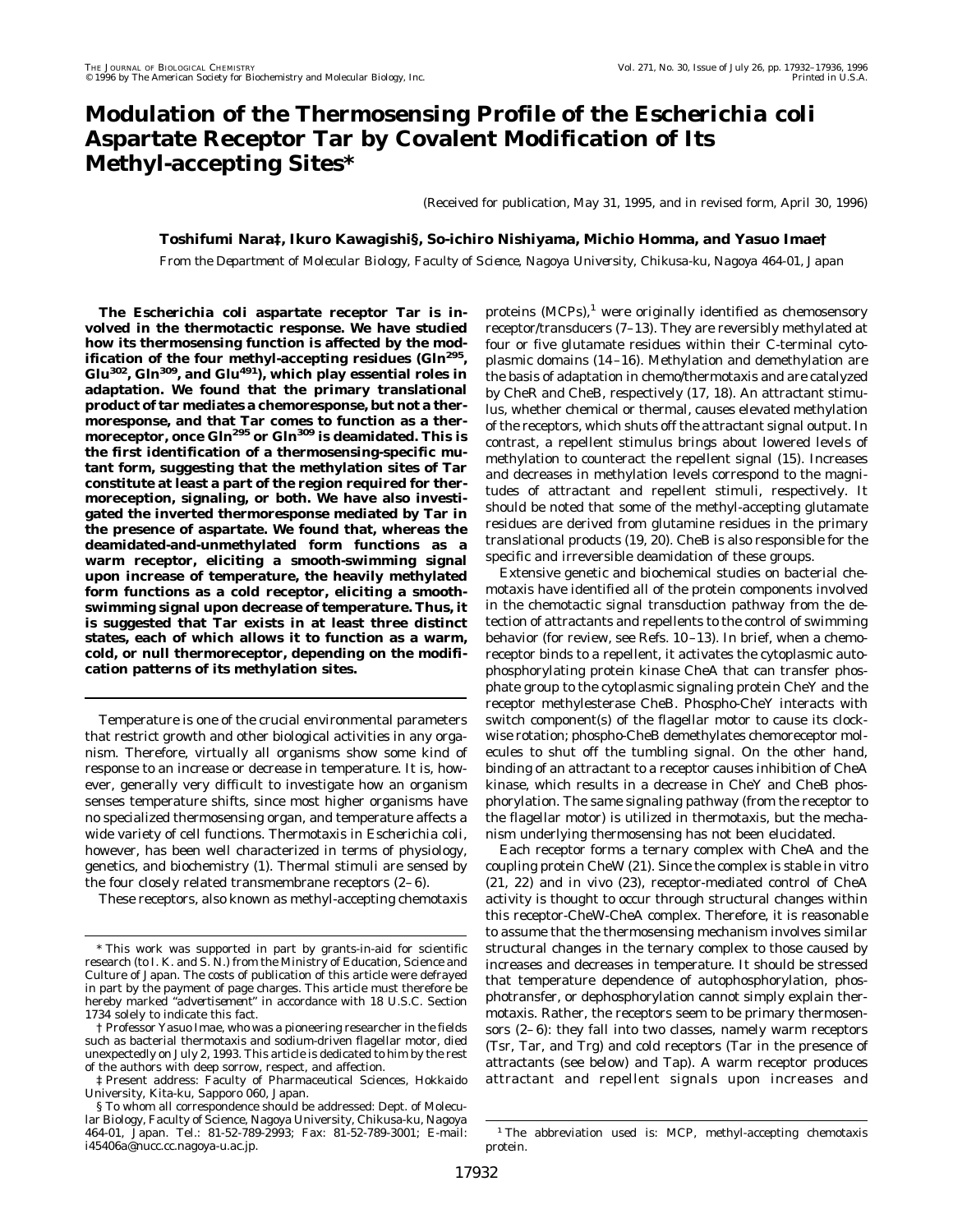# Modulation of the Thermosensing Profile of the *Escherichia coli* Aspartate Receptor Tar by Covalent Modification of Its Methyl-accepting Sites*

(Received for publication, May 31, 1995, and in revised form, April 30, 1996)

**Toshifumi Nara‡, Ikuro Kawagishi§, So-ichiro Nishiyama, Michio Homma, and Yasuo Imae†**

From the Department of Molecular Biology, Faculty of Science, Nagoya University, Chikusa-ku, Nagoya 464-01, Japan

**The *Escherichia coli* aspartate receptor Tar is involved in the thermotactic response. We have studied how its thermosensing function is affected by the modification of the four methyl-accepting residues (Gln[295], Glu[302], Gln[309], and Glu[491]), which play essential roles in adaptation. We found that the primary translational product of *tar* mediates a chemoresponse, but not a thermoresponse, and that Tar comes to function as a thermoreceptor, once Gln[295] or Gln[309] is deamidated. This is the first identification of a thermosensing-specific mutant form, suggesting that the methylation sites of Tar constitute at least a part of the region required for thermoreception, signaling, or both. We have also investigated the inverted thermoresponse mediated by Tar in the presence of aspartate. We found that, whereas the deamidated-and-unmethylated form functions as a warm receptor, eliciting a smooth-swimming signal upon increase of temperature, the heavily methylated form functions as a cold receptor, eliciting a smooth-swimming signal upon decrease of temperature. Thus, it is suggested that Tar exists in at least three distinct states, each of which allows it to function as a warm, cold, or null thermoreceptor, depending on the modification patterns of its methylation sites.**

Temperature is one of the crucial environmental parameters that restrict growth and other biological activities in any organism. Therefore, virtually all organisms show some kind of response to an increase or decrease in temperature. It is, however, generally very difficult to investigate how an organism senses temperature shifts, since most higher organisms have no specialized thermosensing organ, and temperature affects a wide variety of cell functions. Thermotaxis in *Escherichia coli*, however, has been well characterized in terms of physiology, genetics, and biochemistry (1). Thermal stimuli are sensed by the four closely related transmembrane receptors (2–6).

These receptors, also known as methyl-accepting chemotaxis proteins (MCPs),[1] were originally identified as chemosensory receptor/transducers (7–13). They are reversibly methylated at four or five glutamate residues within their C-terminal cytoplasmic domains (14–16). Methylation and demethylation are the basis of adaptation in chemo/thermotaxis and are catalyzed by CheR and CheB, respectively (17, 18). An attractant stimulus, whether chemical or thermal, causes elevated methylation of the receptors, which shuts off the attractant signal output. In contrast, a repellent stimulus brings about lowered levels of methylation to counteract the repellent signal (15). Increases and decreases in methylation levels correspond to the magnitudes of attractant and repellent stimuli, respectively. It should be noted that some of the methyl-accepting glutamate residues are derived from glutamine residues in the primary translational products (19, 20). CheB is also responsible for the specific and irreversible deamidation of these groups.

Extensive genetic and biochemical studies on bacterial chemotaxis have identified all of the protein components involved in the chemotactic signal transduction pathway from the detection of attractants and repellents to the control of swimming behavior (for review, see Refs. 10–13). In brief, when a chemoreceptor binds to a repellent, it activates the cytoplasmic autophosphorylating protein kinase CheA that can transfer phosphate group to the cytoplasmic signaling protein CheY and the receptor methylesterase CheB. Phospho-CheY interacts with switch component(s) of the flagellar motor to cause its clockwise rotation; phospho-CheB demethylates chemoreceptor molecules to shut off the tumbling signal. On the other hand, binding of an attractant to a receptor causes inhibition of CheA kinase, which results in a decrease in CheY and CheB phosphorylation. The same signaling pathway (from the receptor to the flagellar motor) is utilized in thermotaxis, but the mechanism underlying thermosensing has not been elucidated.

Each receptor forms a ternary complex with CheA and the coupling protein CheW (21). Since the complex is stable *in vitro* (21, 22) and *in vivo* (23), receptor-mediated control of CheA activity is thought to occur through structural changes within this receptor-CheW-CheA complex. Therefore, it is reasonable to assume that the thermosensing mechanism involves similar structural changes in the ternary complex to those caused by increases and decreases in temperature. It should be stressed that temperature dependence of autophosphorylation, phosphotransfer, or dephosphorylation cannot simply explain thermotaxis. Rather, the receptors seem to be primary thermosensors (2–6): they fall into two classes, namely warm receptors (Tsr, Tar, and Trg) and cold receptors (Tar in the presence of attractants (see below) and Tap). A warm receptor produces attractant and repellent signals upon increases and

\* This work was supported in part by grants-in-aid for scientific research (to I. K. and S. N.) from the Ministry of Education, Science and Culture of Japan. The costs of publication of this article were defrayed in part by the payment of page charges. This article must therefore be hereby marked "*advertisement*" in accordance with 18 U.S.C. Section 1734 solely to indicate this fact.

† Professor Yasuo Imae, who was a pioneering researcher in the fields such as bacterial thermotaxis and sodium-driven flagellar motor, died unexpectedly on July 2, 1993. This article is dedicated to him by the rest of the authors with deep sorrow, respect, and affection.

‡ Present address: Faculty of Pharmaceutical Sciences, Hokkaido University, Kita-ku, Sapporo 060, Japan.

§ To whom all correspondence should be addressed: Dept. of Molecular Biology, Faculty of Science, Nagoya University, Chikusa-ku, Nagoya 464-01, Japan. Tel.: 81-52-789-2993; Fax: 81-52-789-3001; E-mail: i45406a@nucc.cc.nagoya-u.ac.jp.

[1] The abbreviation used is: MCP, methyl-accepting chemotaxis protein.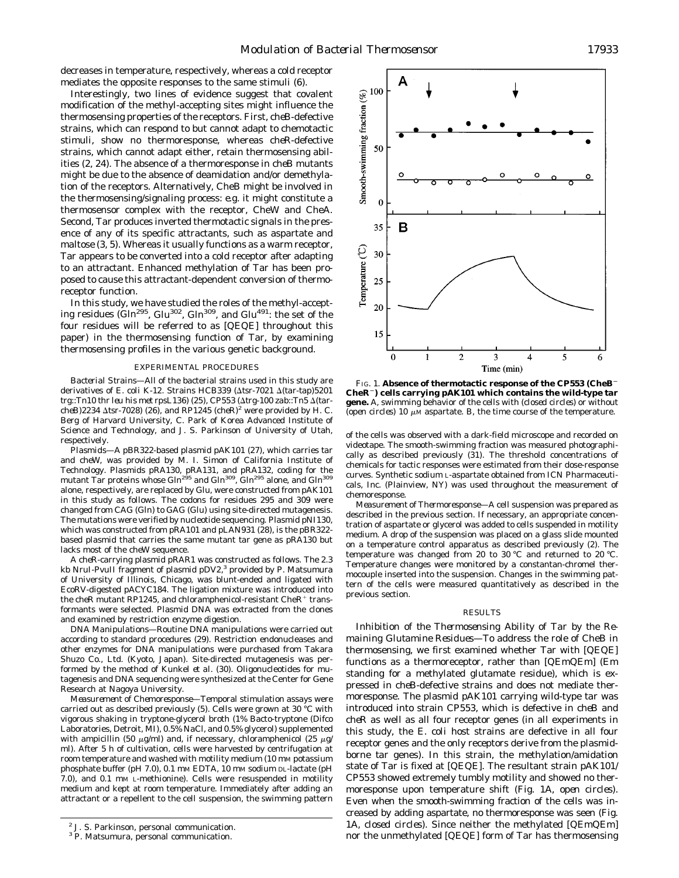decreases in temperature, respectively, whereas a cold receptor mediates the opposite responses to the same stimuli (6).

Interestingly, two lines of evidence suggest that covalent modification of the methyl-accepting sites might influence the thermosensing properties of the receptors. First, *cheB*-defective strains, which can respond to but cannot adapt to chemotactic stimuli, show no thermoresponse, whereas *cheR*-defective strains, which cannot adapt either, retain thermosensing abilities (2, 24). The absence of a thermoresponse in *cheB* mutants might be due to the absence of deamidation and/or demethylation of the receptors. Alternatively, CheB might be involved in the thermosensing/signaling process: e.g. it might constitute a thermosensor complex with the receptor, CheW and CheA. Second, Tar produces inverted thermotactic signals in the presence of any of its specific attractants, such as aspartate and maltose (3, 5). Whereas it usually functions as a warm receptor, Tar appears to be converted into a cold receptor after adapting to an attractant. Enhanced methylation of Tar has been proposed to cause this attractant-dependent conversion of thermoreceptor function.

In this study, we have studied the roles of the methyl-accepting residues ($Gln^{295}$, $Glu^{302}$, $Gln^{309}$, and $Glu^{491}$: the set of the four residues will be referred to as [QEQE] throughout this paper) in the thermosensing function of Tar, by examining thermosensing profiles in the various genetic background.

## EXPERIMENTAL PROCEDURES

*Bacterial Strains*—All of the bacterial strains used in this study are derivatives of *E. coli* K-12. Strains HCB339 (Δ*tsr-7021* Δ(*tar-tap*)*5201 trg*::Tn*10 thr leu his met rpsL136*) (25), CP553 (Δ*trg-100 zab*::Tn*5* Δ(*tar-cheB*)*2234* Δ*tsr-7028*) (26), and RP1245 (*cheR*)[2] were provided by H. C. Berg of Harvard University, C. Park of Korea Advanced Institute of Science and Technology, and J. S. Parkinson of University of Utah, respectively.

*Plasmids*—A pBR322-based plasmid pAK101 (27), which carries *tar* and *cheW*, was provided by M. I. Simon of California Institute of Technology. Plasmids pRA130, pRA131, and pRA132, coding for the mutant Tar proteins whose $Gln^{295}$ and $Gln^{309}$, $Gln^{295}$ alone, and $Gln^{309}$ alone, respectively, are replaced by Glu, were constructed from pAK101 in this study as follows. The codons for residues 295 and 309 were changed from CAG (Gln) to GAG (Glu) using site-directed mutagenesis. The mutations were verified by nucleotide sequencing. Plasmid pNI130, which was constructed from pRA101 and pLAN931 (28), is the pBR322-based plasmid that carries the same mutant *tar* gene as pRA130 but lacks most of the *cheW* sequence.

A *cheR*-carrying plasmid pRAR1 was constructed as follows. The 2.3 kb NruI-PvuII fragment of plasmid pDV2,[3] provided by P. Matsumura of University of Illinois, Chicago, was blunt-ended and ligated with EcoRV-digested pACYC184. The ligation mixture was introduced into the *cheR* mutant RP1245, and chloramphenicol-resistant $CheR^+$ transformants were selected. Plasmid DNA was extracted from the clones and examined by restriction enzyme digestion.

*DNA Manipulations*—Routine DNA manipulations were carried out according to standard procedures (29). Restriction endonucleases and other enzymes for DNA manipulations were purchased from Takara Shuzo Co., Ltd. (Kyoto, Japan). Site-directed mutagenesis was performed by the method of Kunkel *et al.* (30). Oligonucleotides for mutagenesis and DNA sequencing were synthesized at the Center for Gene Research at Nagoya University.

*Measurement of Chemoresponse*—Temporal stimulation assays were carried out as described previously (5). Cells were grown at 30 °C with vigorous shaking in tryptone-glycerol broth (1% Bacto-tryptone (Difco Laboratories, Detroit, MI), 0.5% NaCl, and 0.5% glycerol) supplemented with ampicillin (50 μg/ml) and, if necessary, chloramphenicol (25 μg/ml). After 5 h of cultivation, cells were harvested by centrifugation at room temperature and washed with motility medium (10 mM potassium phosphate buffer (pH 7.0), 0.1 mM EDTA, 10 mM sodium DL-lactate (pH 7.0), and 0.1 mM L-methionine). Cells were resuspended in motility medium and kept at room temperature. Immediately after adding an attractant or a repellent to the cell suspension, the swimming pattern of the cells was observed with a dark-field microscope and recorded on videotape. The smooth-swimming fraction was measured photographically as described previously (31). The threshold concentrations of chemicals for tactic responses were estimated from their dose-response curves. Synthetic sodium L-aspartate obtained from ICN Pharmaceuticals, Inc. (Plainview, NY) was used throughout the measurement of chemoresponse.

*Measurement of Thermoresponse*—A cell suspension was prepared as described in the previous section. If necessary, an appropriate concentration of aspartate or glycerol was added to cells suspended in motility medium. A drop of the suspension was placed on a glass slide mounted on a temperature control apparatus as described previously (2). The temperature was changed from 20 to 30 °C and returned to 20 °C. Temperature changes were monitored by a constantan-chromel thermocouple inserted into the suspension. Changes in the swimming pattern of the cells were measured quantitatively as described in the previous section.

**FIG. 1. Absence of thermotactic response of the CP553 ($CheB^-$ $CheR^-$) cells carrying pAK101 which contains the wild-type *tar* gene.** *A*, swimming behavior of the cells with (*closed circles*) or without (*open circles*) 10 μM aspartate. *B*, the time course of the temperature.

## RESULTS

*Inhibition of the Thermosensing Ability of Tar by the Remaining Glutamine Residues*—To address the role of CheB in thermosensing, we first examined whether Tar with [QEQE] functions as a thermoreceptor, rather than [QEmQEm] (Em standing for a methylated glutamate residue), which is expressed in *cheB*-defective strains and does not mediate thermoresponse. The plasmid pAK101 carrying wild-type *tar* was introduced into strain CP553, which is defective in *cheB* and *cheR* as well as all four receptor genes (in all experiments in this study, the *E. coli* host strains are defective in all four receptor genes and the only receptors derive from the plasmid-borne *tar* genes). In this strain, the methylation/amidation state of Tar is fixed at [QEQE]. The resultant strain pAK101/CP553 showed extremely tumbly motility and showed no thermoresponse upon temperature shift (Fig. 1*A*, *open circles*). Even when the smooth-swimming fraction of the cells was increased by adding aspartate, no thermoresponse was seen (Fig. 1*A*, *closed circles*). Since neither the methylated [QEmQEm] nor the unmethylated [QEQE] form of Tar has thermosensing

[2] J. S. Parkinson, personal communication.

[3] P. Matsumura, personal communication.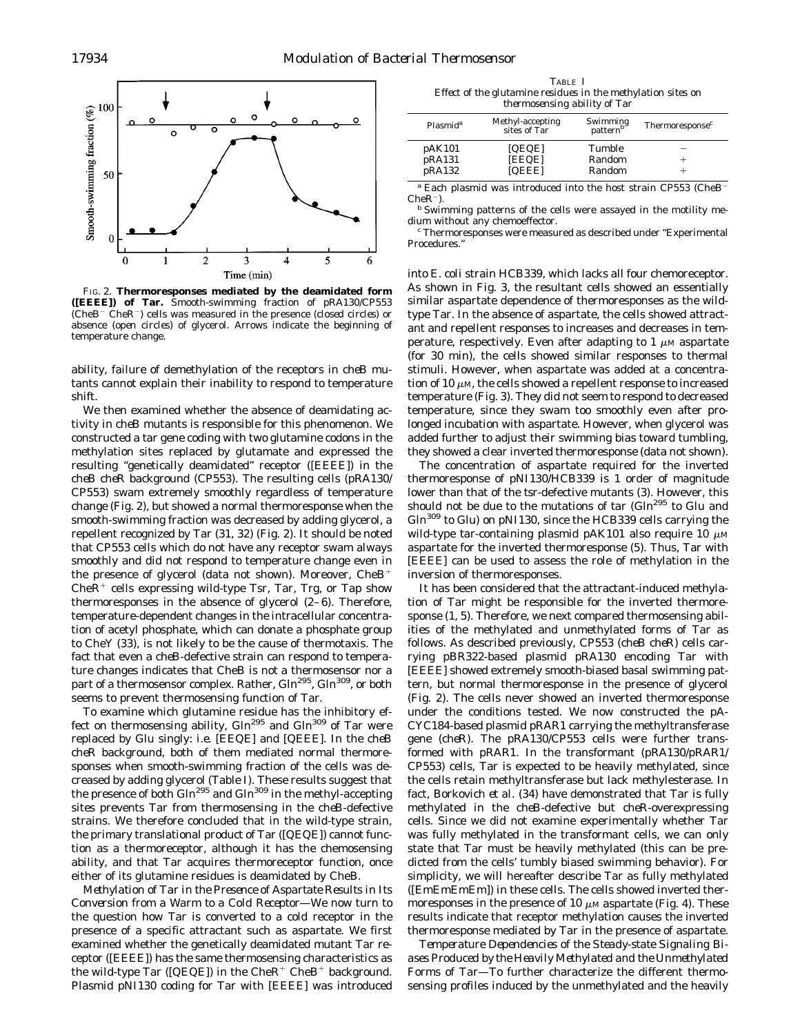FIG. 2. **Thermoresponses mediated by the deamidated form ([EEEE]) of Tar.** Smooth-swimming fraction of pRA130/CP553 (CheB⁻ CheR⁻) cells was measured in the presence (closed circles) or absence (open circles) of glycerol. Arrows indicate the beginning of temperature change.

ability, failure of demethylation of the receptors in *cheB* mutants cannot explain their inability to respond to temperature shift.

We then examined whether the absence of deamidating activity in *cheB* mutants is responsible for this phenomenon. We constructed a *tar* gene coding with two glutamine codons in the methylation sites replaced by glutamate and expressed the resulting "genetically deamidated" receptor ([EEEE]) in the *cheB cheR* background (CP553). The resulting cells (pRA130/CP553) swam extremely smoothly regardless of temperature change (Fig. 2), but showed a normal thermoresponse when the smooth-swimming fraction was decreased by adding glycerol, a repellent recognized by Tar (31, 32) (Fig. 2). It should be noted that CP553 cells which do not have any receptor swam always smoothly and did not respond to temperature change even in the presence of glycerol (data not shown). Moreover, CheB⁺ CheR⁺ cells expressing wild-type Tsr, Tar, Trg, or Tap show thermoresponses in the absence of glycerol (2–6). Therefore, temperature-dependent changes in the intracellular concentration of acetyl phosphate, which can donate a phosphate group to CheY (33), is not likely to be the cause of thermotaxis. The fact that even a *cheB*-defective strain can respond to temperature changes indicates that CheB is not a thermosensor nor a part of a thermosensor complex. Rather, Gln[295], Gln[309], or both seems to prevent thermosensing function of Tar.

To examine which glutamine residue has the inhibitory effect on thermosensing ability, Gln[295] and Gln[309] of Tar were replaced by Glu singly: *i.e.* [EEQE] and [QEEE]. In the *cheB cheR* background, both of them mediated normal thermoresponses when smooth-swimming fraction of the cells was decreased by adding glycerol (Table I). These results suggest that the presence of both Gln[295] and Gln[309] in the methyl-accepting sites prevents Tar from thermosensing in the *cheB*-defective strains. We therefore concluded that in the wild-type strain, the primary translational product of Tar ([QEQE]) cannot function as a thermoreceptor, although it has the chemosensing ability, and that Tar acquires thermoreceptor function, once either of its glutamine residues is deamidated by CheB.

*Methylation of Tar in the Presence of Aspartate Results in Its Conversion from a Warm to a Cold Receptor*—We now turn to the question how Tar is converted to a cold receptor in the presence of a specific attractant such as aspartate. We first examined whether the genetically deamidated mutant Tar receptor ([EEEE]) has the same thermosensing characteristics as the wild-type Tar ([QEQE]) in the CheR⁺ CheB⁺ background. Plasmid pNI130 coding for Tar with [EEEE] was introduced

TABLE I
*Effect of the glutamine residues in the methylation sites on thermosensing ability of Tar*

| Plasmid[a] | Methyl-accepting sites of Tar | Swimming pattern[b] | Thermoresponse[c] |
|---|---|---|---|
| pAK101 | [QEQE] | Tumble | − |
| pRA131 | [EEQE] | Random | + |
| pRA132 | [QEEE] | Random | + |

[a] Each plasmid was introduced into the host strain CP553 (CheB⁻ CheR⁻).

[b] Swimming patterns of the cells were assayed in the motility medium without any chemoeffector.

[c] Thermoresponses were measured as described under "Experimental Procedures."

into *E. coli* strain HCB339, which lacks all four chemoreceptor. As shown in Fig. 3, the resultant cells showed an essentially similar aspartate dependence of thermoresponses as the wild-type Tar. In the absence of aspartate, the cells showed attractant and repellent responses to increases and decreases in temperature, respectively. Even after adapting to 1 μM aspartate (for 30 min), the cells showed similar responses to thermal stimuli. However, when aspartate was added at a concentration of 10 μM, the cells showed a repellent response to increased temperature (Fig. 3). They did not seem to respond to decreased temperature, since they swam too smoothly even after prolonged incubation with aspartate. However, when glycerol was added further to adjust their swimming bias toward tumbling, they showed a clear inverted thermoresponse (data not shown).

The concentration of aspartate required for the inverted thermoresponse of pNI130/HCB339 is 1 order of magnitude lower than that of the *tsr*-defective mutants (3). However, this should not be due to the mutations of *tar* (Gln[295] to Glu and Gln[309] to Glu) on pNI130, since the HCB339 cells carrying the wild-type *tar*-containing plasmid pAK101 also require 10 μM aspartate for the inverted thermoresponse (5). Thus, Tar with [EEEE] can be used to assess the role of methylation in the inversion of thermoresponses.

It has been considered that the attractant-induced methylation of Tar might be responsible for the inverted thermoresponse (1, 5). Therefore, we next compared thermosensing abilities of the methylated and unmethylated forms of Tar as follows. As described previously, CP553 (*cheB cheR*) cells carrying pBR322-based plasmid pRA130 encoding Tar with [EEEE] showed extremely smooth-biased basal swimming pattern, but normal thermoresponse in the presence of glycerol (Fig. 2). The cells never showed an inverted thermoresponse under the conditions tested. We now constructed the pACYC184-based plasmid pRAR1 carrying the methyltransferase gene (*cheR*). The pRA130/CP553 cells were further transformed with pRAR1. In the transformant (pRA130/pRAR1/CP553) cells, Tar is expected to be heavily methylated, since the cells retain methyltransferase but lack methylesterase. In fact, Borkovich *et al.* (34) have demonstrated that Tar is fully methylated in the *cheB*-defective but *cheR*-overexpressing cells. Since we did not examine experimentally whether Tar was fully methylated in the transformant cells, we can only state that Tar must be heavily methylated (this can be predicted from the cells' tumbly biased swimming behavior). For simplicity, we will hereafter describe Tar as fully methylated ([EmEmEmEm]) in these cells. The cells showed inverted thermoresponses in the presence of 10 μM aspartate (Fig. 4). These results indicate that receptor methylation causes the inverted thermoresponse mediated by Tar in the presence of aspartate.

*Temperature Dependencies of the Steady-state Signaling Biases Produced by the Heavily Methylated and the Unmethylated Forms of Tar*—To further characterize the different thermosensing profiles induced by the unmethylated and the heavily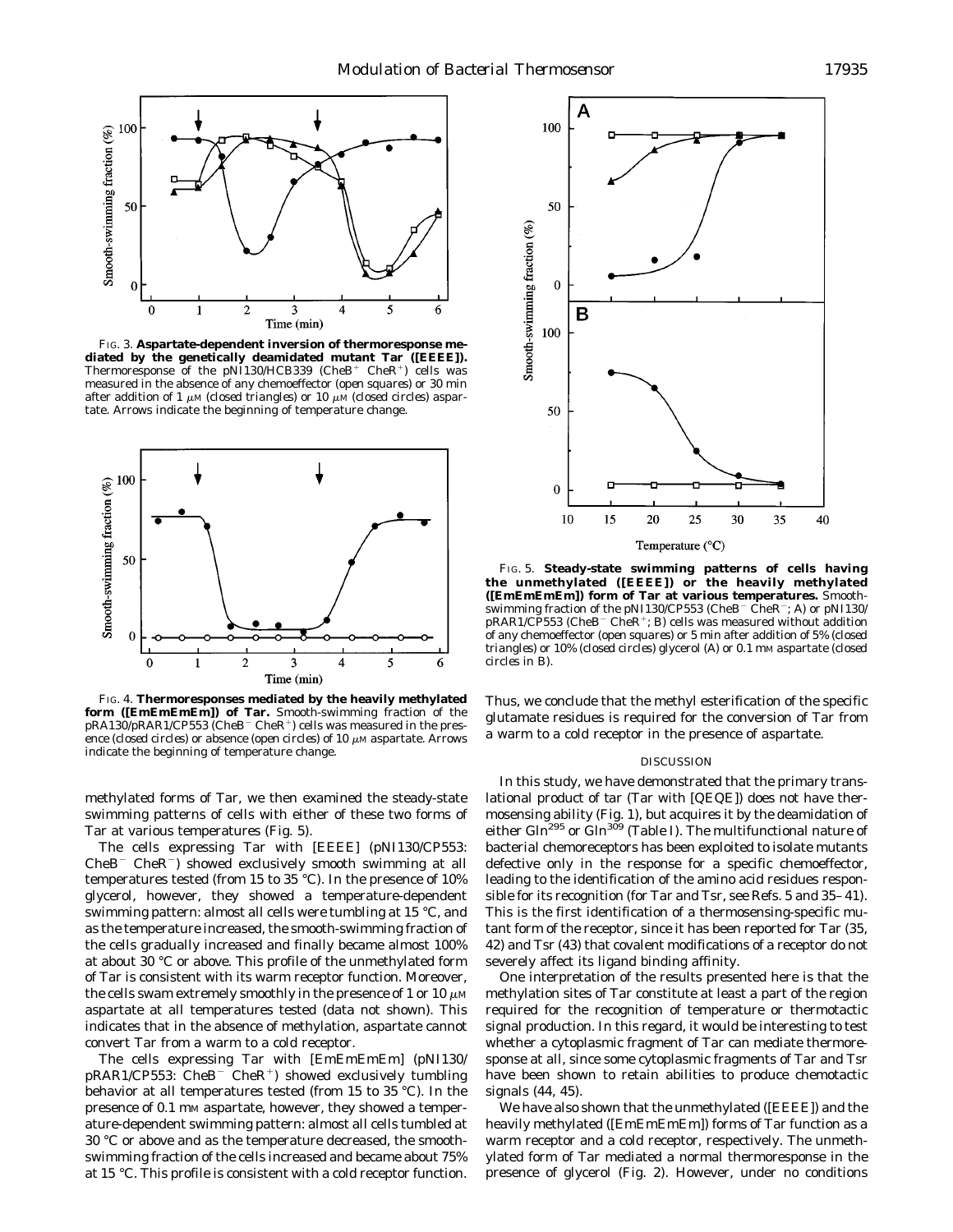FIG. 3. **Aspartate-dependent inversion of thermoresponse mediated by the genetically deamidated mutant Tar ([EEEE]).** Thermoresponse of the pNI130/HCB339 (CheB$^+$ CheR$^+$) cells was measured in the absence of any chemoeffector (open squares) or 30 min after addition of 1 μM (closed triangles) or 10 μM (closed circles) aspartate. Arrows indicate the beginning of temperature change.

FIG. 4. **Thermoresponses mediated by the heavily methylated form ([EmEmEmEm]) of Tar.** Smooth-swimming fraction of the pRA130/pRAR1/CP553 (CheB$^-$ CheR$^+$) cells was measured in the presence (closed circles) or absence (open circles) of 10 μM aspartate. Arrows indicate the beginning of temperature change.

FIG. 5. **Steady-state swimming patterns of cells having the unmethylated ([EEEE]) or the heavily methylated ([EmEmEmEm]) form of Tar at various temperatures.** Smooth-swimming fraction of the pNI130/CP553 (CheB$^-$ CheR$^-$; A) or pNI130/pRAR1/CP553 (CheB$^-$ CheR$^+$; B) cells was measured without addition of any chemoeffector (open squares) or 5 min after addition of 5% (closed triangles) or 10% (closed circles) glycerol (A) or 0.1 mM aspartate (closed circles in B).

methylated forms of Tar, we then examined the steady-state swimming patterns of cells with either of these two forms of Tar at various temperatures (Fig. 5).

The cells expressing Tar with [EEEE] (pNI130/CP553: CheB$^-$ CheR$^-$) showed exclusively smooth swimming at all temperatures tested (from 15 to 35 °C). In the presence of 10% glycerol, however, they showed a temperature-dependent swimming pattern: almost all cells were tumbling at 15 °C, and as the temperature increased, the smooth-swimming fraction of the cells gradually increased and finally became almost 100% at about 30 °C or above. This profile of the unmethylated form of Tar is consistent with its warm receptor function. Moreover, the cells swam extremely smoothly in the presence of 1 or 10 μM aspartate at all temperatures tested (data not shown). This indicates that in the absence of methylation, aspartate cannot convert Tar from a warm to a cold receptor.

The cells expressing Tar with [EmEmEmEm] (pNI130/pRAR1/CP553: CheB$^-$ CheR$^+$) showed exclusively tumbling behavior at all temperatures tested (from 15 to 35 °C). In the presence of 0.1 mM aspartate, however, they showed a temperature-dependent swimming pattern: almost all cells tumbled at 30 °C or above and as the temperature decreased, the smooth-swimming fraction of the cells increased and became about 75% at 15 °C. This profile is consistent with a cold receptor function. Thus, we conclude that the methyl esterification of the specific glutamate residues is required for the conversion of Tar from a warm to a cold receptor in the presence of aspartate.

## DISCUSSION

In this study, we have demonstrated that the primary translational product of tar (Tar with [QEQE]) does not have thermosensing ability (Fig. 1), but acquires it by the deamidation of either Gln[295] or Gln[309] (Table I). The multifunctional nature of bacterial chemoreceptors has been exploited to isolate mutants defective only in the response for a specific chemoeffector, leading to the identification of the amino acid residues responsible for its recognition (for Tar and Tsr, see Refs. 5 and 35–41). This is the first identification of a thermosensing-specific mutant form of the receptor, since it has been reported for Tar (35, 42) and Tsr (43) that covalent modifications of a receptor do not severely affect its ligand binding affinity.

One interpretation of the results presented here is that the methylation sites of Tar constitute at least a part of the region required for the recognition of temperature or thermotactic signal production. In this regard, it would be interesting to test whether a cytoplasmic fragment of Tar can mediate thermoresponse at all, since some cytoplasmic fragments of Tar and Tsr have been shown to retain abilities to produce chemotactic signals (44, 45).

We have also shown that the unmethylated ([EEEE]) and the heavily methylated ([EmEmEmEm]) forms of Tar function as a warm receptor and a cold receptor, respectively. The unmethylated form of Tar mediated a normal thermoresponse in the presence of glycerol (Fig. 2). However, under no conditions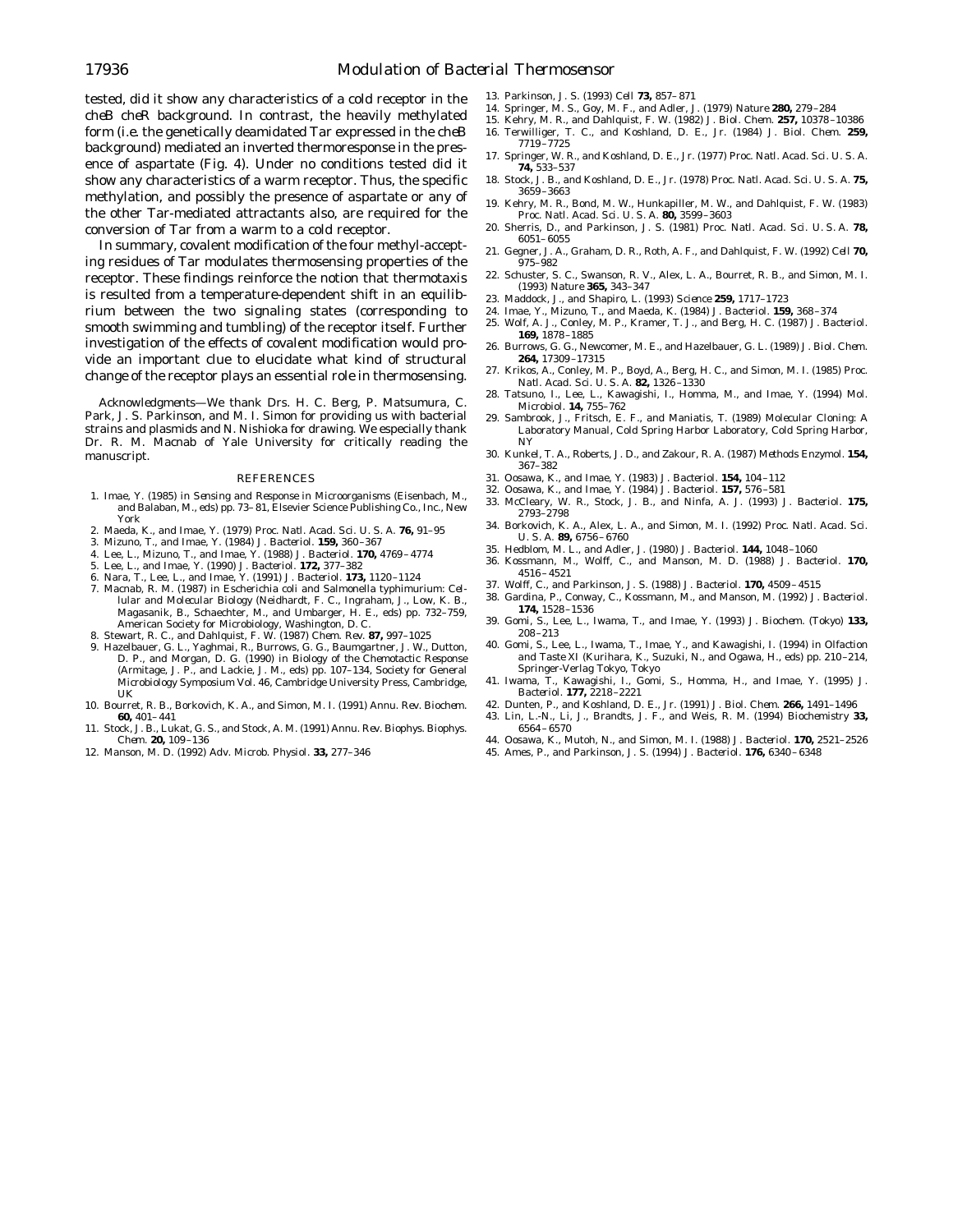tested, did it show any characteristics of a cold receptor in the *cheB cheR* background. In contrast, the heavily methylated form (i.e. the genetically deamidated Tar expressed in the *cheB* background) mediated an inverted thermoresponse in the presence of aspartate (Fig. 4). Under no conditions tested did it show any characteristics of a warm receptor. Thus, the specific methylation, and possibly the presence of aspartate or any of the other Tar-mediated attractants also, are required for the conversion of Tar from a warm to a cold receptor.

In summary, covalent modification of the four methyl-accepting residues of Tar modulates thermosensing properties of the receptor. These findings reinforce the notion that thermotaxis is resulted from a temperature-dependent shift in an equilibrium between the two signaling states (corresponding to smooth swimming and tumbling) of the receptor itself. Further investigation of the effects of covalent modification would provide an important clue to elucidate what kind of structural change of the receptor plays an essential role in thermosensing.

*Acknowledgments*—We thank Drs. H. C. Berg, P. Matsumura, C. Park, J. S. Parkinson, and M. I. Simon for providing us with bacterial strains and plasmids and N. Nishioka for drawing. We especially thank Dr. R. M. Macnab of Yale University for critically reading the manuscript.

## REFERENCES

1. Imae, Y. (1985) in *Sensing and Response in Microorganisms* (Eisenbach, M., and Balaban, M., eds) pp. 73–81, Elsevier Science Publishing Co., Inc., New York
2. Maeda, K., and Imae, Y. (1979) *Proc. Natl. Acad. Sci. U. S. A.* **76,** 91–95
3. Mizuno, T., and Imae, Y. (1984) *J. Bacteriol.* **159,** 360–367
4. Lee, L., Mizuno, T., and Imae, Y. (1988) *J. Bacteriol.* **170,** 4769–4774
5. Lee, L., and Imae, Y. (1990) *J. Bacteriol.* **172,** 377–382
6. Nara, T., Lee, L., and Imae, Y. (1991) *J. Bacteriol.* **173,** 1120–1124
7. Macnab, R. M. (1987) in *Escherichia coli and Salmonella typhimurium: Cellular and Molecular Biology* (Neidhardt, F. C., Ingraham, J., Low, K. B., Magasanik, B., Schaechter, M., and Umbarger, H. E., eds) pp. 732–759, American Society for Microbiology, Washington, D. C.
8. Stewart, R. C., and Dahlquist, F. W. (1987) *Chem. Rev.* **87,** 997–1025
9. Hazelbauer, G. L., Yaghmai, R., Burrows, G. G., Baumgartner, J. W., Dutton, D. P., and Morgan, D. G. (1990) in *Biology of the Chemotactic Response* (Armitage, J. P., and Lackie, J. M., eds) pp. 107–134, Society for General Microbiology Symposium Vol. 46, Cambridge University Press, Cambridge, UK
10. Bourret, R. B., Borkovich, K. A., and Simon, M. I. (1991) *Annu. Rev. Biochem.* **60,** 401–441
11. Stock, J. B., Lukat, G. S., and Stock, A. M. (1991) *Annu. Rev. Biophys. Biophys. Chem.* **20,** 109–136
12. Manson, M. D. (1992) *Adv. Microb. Physiol.* **33,** 277–346
13. Parkinson, J. S. (1993) *Cell* **73,** 857–871
14. Springer, M. S., Goy, M. F., and Adler, J. (1979) *Nature* **280,** 279–284
15. Kehry, M. R., and Dahlquist, F. W. (1982) *J. Biol. Chem.* **257,** 10378–10386
16. Terwilliger, T. C., and Koshland, D. E., Jr. (1984) *J. Biol. Chem.* **259,** 7719–7725
17. Springer, W. R., and Koshland, D. E., Jr. (1977) *Proc. Natl. Acad. Sci. U. S. A.* **74,** 533–537
18. Stock, J. B., and Koshland, D. E., Jr. (1978) *Proc. Natl. Acad. Sci. U. S. A.* **75,** 3659–3663
19. Kehry, M. R., Bond, M. W., Hunkapiller, M. W., and Dahlquist, F. W. (1983) *Proc. Natl. Acad. Sci. U. S. A.* **80,** 3599–3603
20. Sherris, D., and Parkinson, J. S. (1981) *Proc. Natl. Acad. Sci. U. S. A.* **78,** 6051–6055
21. Gegner, J. A., Graham, D. R., Roth, A. F., and Dahlquist, F. W. (1992) *Cell* **70,** 975–982
22. Schuster, S. C., Swanson, R. V., Alex, L. A., Bourret, R. B., and Simon, M. I. (1993) *Nature* **365,** 343–347
23. Maddock, J., and Shapiro, L. (1993) *Science* **259,** 1717–1723
24. Imae, Y., Mizuno, T., and Maeda, K. (1984) *J. Bacteriol.* **159,** 368–374
25. Wolf, A. J., Conley, M. P., Kramer, T. J., and Berg, H. C. (1987) *J. Bacteriol.* **169,** 1878–1885
26. Burrows, G. G., Newcomer, M. E., and Hazelbauer, G. L. (1989) *J. Biol. Chem.* **264,** 17309–17315
27. Krikos, A., Conley, M. P., Boyd, A., Berg, H. C., and Simon, M. I. (1985) *Proc. Natl. Acad. Sci. U. S. A.* **82,** 1326–1330
28. Tatsuno, I., Lee, L., Kawagishi, I., Homma, M., and Imae, Y. (1994) *Mol. Microbiol.* **14,** 755–762
29. Sambrook, J., Fritsch, E. F., and Maniatis, T. (1989) *Molecular Cloning: A Laboratory Manual*, Cold Spring Harbor Laboratory, Cold Spring Harbor, NY
30. Kunkel, T. A., Roberts, J. D., and Zakour, R. A. (1987) *Methods Enzymol.* **154,** 367–382
31. Oosawa, K., and Imae, Y. (1983) *J. Bacteriol.* **154,** 104–112
32. Oosawa, K., and Imae, Y. (1984) *J. Bacteriol.* **157,** 576–581
33. McCleary, W. R., Stock, J. B., and Ninfa, A. J. (1993) *J. Bacteriol.* **175,** 2793–2798
34. Borkovich, K. A., Alex, L. A., and Simon, M. I. (1992) *Proc. Natl. Acad. Sci. U. S. A.* **89,** 6756–6760
35. Hedblom, M. L., and Adler, J. (1980) *J. Bacteriol.* **144,** 1048–1060
36. Kossmann, M., Wolff, C., and Manson, M. D. (1988) *J. Bacteriol.* **170,** 4516–4521
37. Wolff, C., and Parkinson, J. S. (1988) *J. Bacteriol.* **170,** 4509–4515
38. Gardina, P., Conway, C., Kossmann, M., and Manson, M. (1992) *J. Bacteriol.* **174,** 1528–1536
39. Gomi, S., Lee, L., Iwama, T., and Imae, Y. (1993) *J. Biochem. (Tokyo)* **133,** 208–213
40. Gomi, S., Lee, L., Iwama, T., Imae, Y., and Kawagishi, I. (1994) in *Olfaction and Taste XI* (Kurihara, K., Suzuki, N., and Ogawa, H., eds) pp. 210–214, Springer-Verlag Tokyo, Tokyo
41. Iwama, T., Kawagishi, I., Gomi, S., Homma, H., and Imae, Y. (1995) *J. Bacteriol.* **177,** 2218–2221
42. Dunten, P., and Koshland, D. E., Jr. (1991) *J. Biol. Chem.* **266,** 1491–1496
43. Lin, L.-N., Li, J., Brandts, J. F., and Weis, R. M. (1994) *Biochemistry* **33,** 6564–6570
44. Oosawa, K., Mutoh, N., and Simon, M. I. (1988) *J. Bacteriol.* **170,** 2521–2526
45. Ames, P., and Parkinson, J. S. (1994) *J. Bacteriol.* **176,** 6340–6348